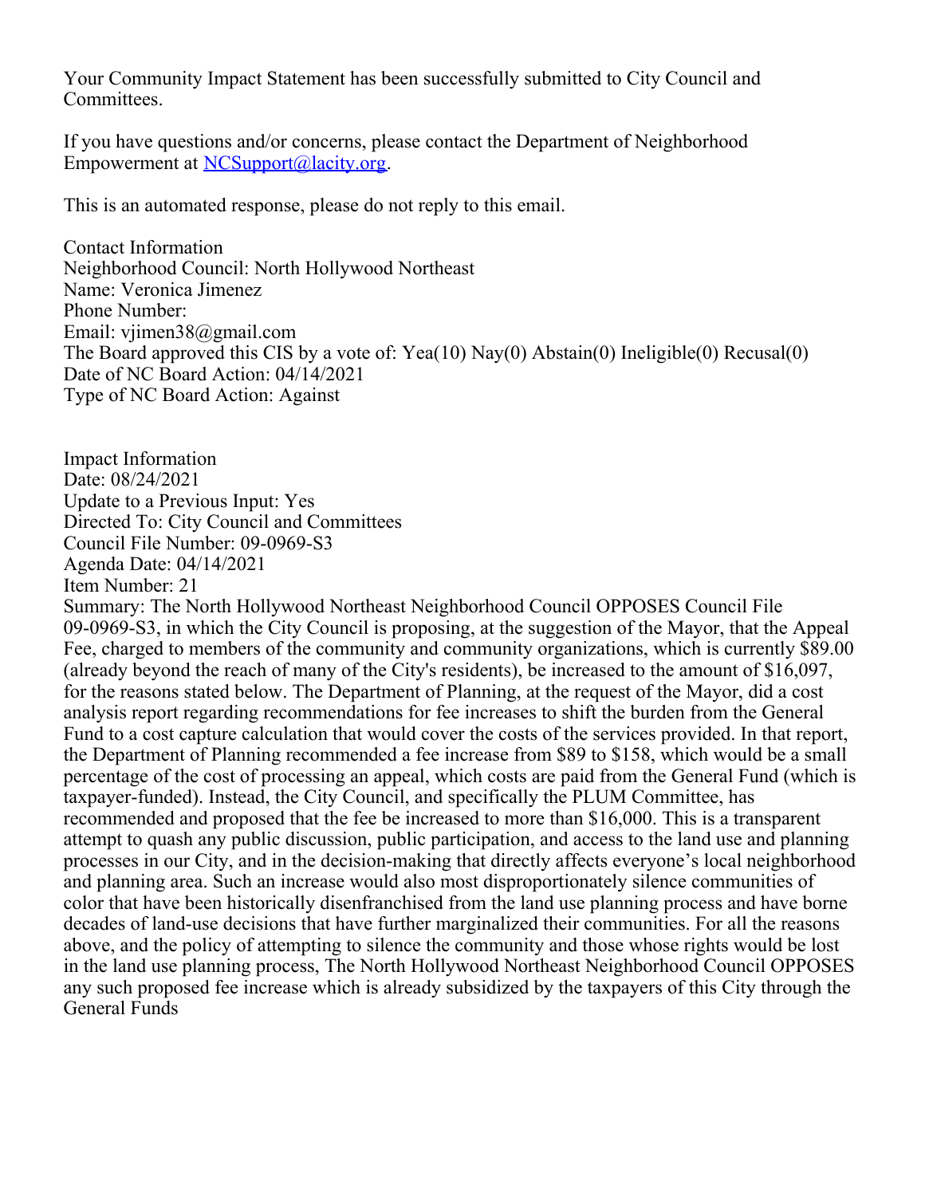Your Community Impact Statement has been successfully submitted to City Council and Committees.

If you have questions and/or concerns, please contact the Department of Neighborhood Empowerment at NCSupport@lacity.org.

This is an automated response, please do not reply to this email.

Contact Information
Neighborhood Council: North Hollywood Northeast
Name: Veronica Jimenez
Phone Number:
Email: vjimen38@gmail.com
The Board approved this CIS by a vote of: Yea(10) Nay(0) Abstain(0) Ineligible(0) Recusal(0)
Date of NC Board Action: 04/14/2021
Type of NC Board Action: Against

Impact Information
Date: 08/24/2021
Update to a Previous Input: Yes
Directed To: City Council and Committees
Council File Number: 09-0969-S3
Agenda Date: 04/14/2021
Item Number: 21
Summary: The North Hollywood Northeast Neighborhood Council OPPOSES Council File 09-0969-S3, in which the City Council is proposing, at the suggestion of the Mayor, that the Appeal Fee, charged to members of the community and community organizations, which is currently $89.00 (already beyond the reach of many of the City's residents), be increased to the amount of $16,097, for the reasons stated below. The Department of Planning, at the request of the Mayor, did a cost analysis report regarding recommendations for fee increases to shift the burden from the General Fund to a cost capture calculation that would cover the costs of the services provided. In that report, the Department of Planning recommended a fee increase from $89 to $158, which would be a small percentage of the cost of processing an appeal, which costs are paid from the General Fund (which is taxpayer-funded). Instead, the City Council, and specifically the PLUM Committee, has recommended and proposed that the fee be increased to more than $16,000. This is a transparent attempt to quash any public discussion, public participation, and access to the land use and planning processes in our City, and in the decision-making that directly affects everyone's local neighborhood and planning area. Such an increase would also most disproportionately silence communities of color that have been historically disenfranchised from the land use planning process and have borne decades of land-use decisions that have further marginalized their communities. For all the reasons above, and the policy of attempting to silence the community and those whose rights would be lost in the land use planning process, The North Hollywood Northeast Neighborhood Council OPPOSES any such proposed fee increase which is already subsidized by the taxpayers of this City through the General Funds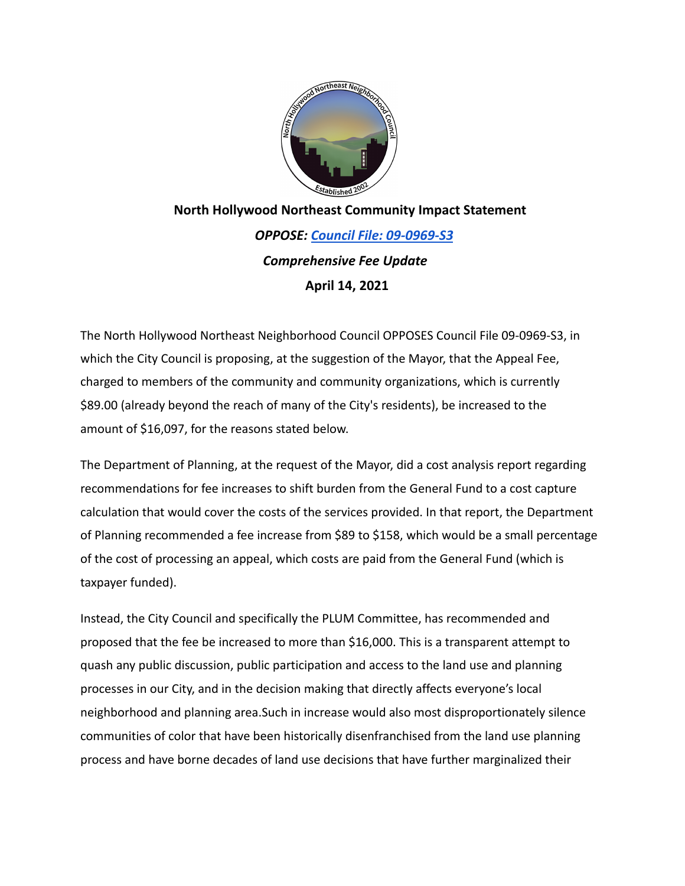**North Hollywood Northeast Community Impact Statement**

***OPPOSE: [Council File: 09-0969-S3](#)***

***Comprehensive Fee Update***

**April 14, 2021**

The North Hollywood Northeast Neighborhood Council OPPOSES Council File 09-0969-S3, in which the City Council is proposing, at the suggestion of the Mayor, that the Appeal Fee, charged to members of the community and community organizations, which is currently $89.00 (already beyond the reach of many of the City's residents), be increased to the amount of $16,097, for the reasons stated below.

The Department of Planning, at the request of the Mayor, did a cost analysis report regarding recommendations for fee increases to shift burden from the General Fund to a cost capture calculation that would cover the costs of the services provided. In that report, the Department of Planning recommended a fee increase from $89 to $158, which would be a small percentage of the cost of processing an appeal, which costs are paid from the General Fund (which is taxpayer funded).

Instead, the City Council and specifically the PLUM Committee, has recommended and proposed that the fee be increased to more than $16,000. This is a transparent attempt to quash any public discussion, public participation and access to the land use and planning processes in our City, and in the decision making that directly affects everyone's local neighborhood and planning area.Such in increase would also most disproportionately silence communities of color that have been historically disenfranchised from the land use planning process and have borne decades of land use decisions that have further marginalized their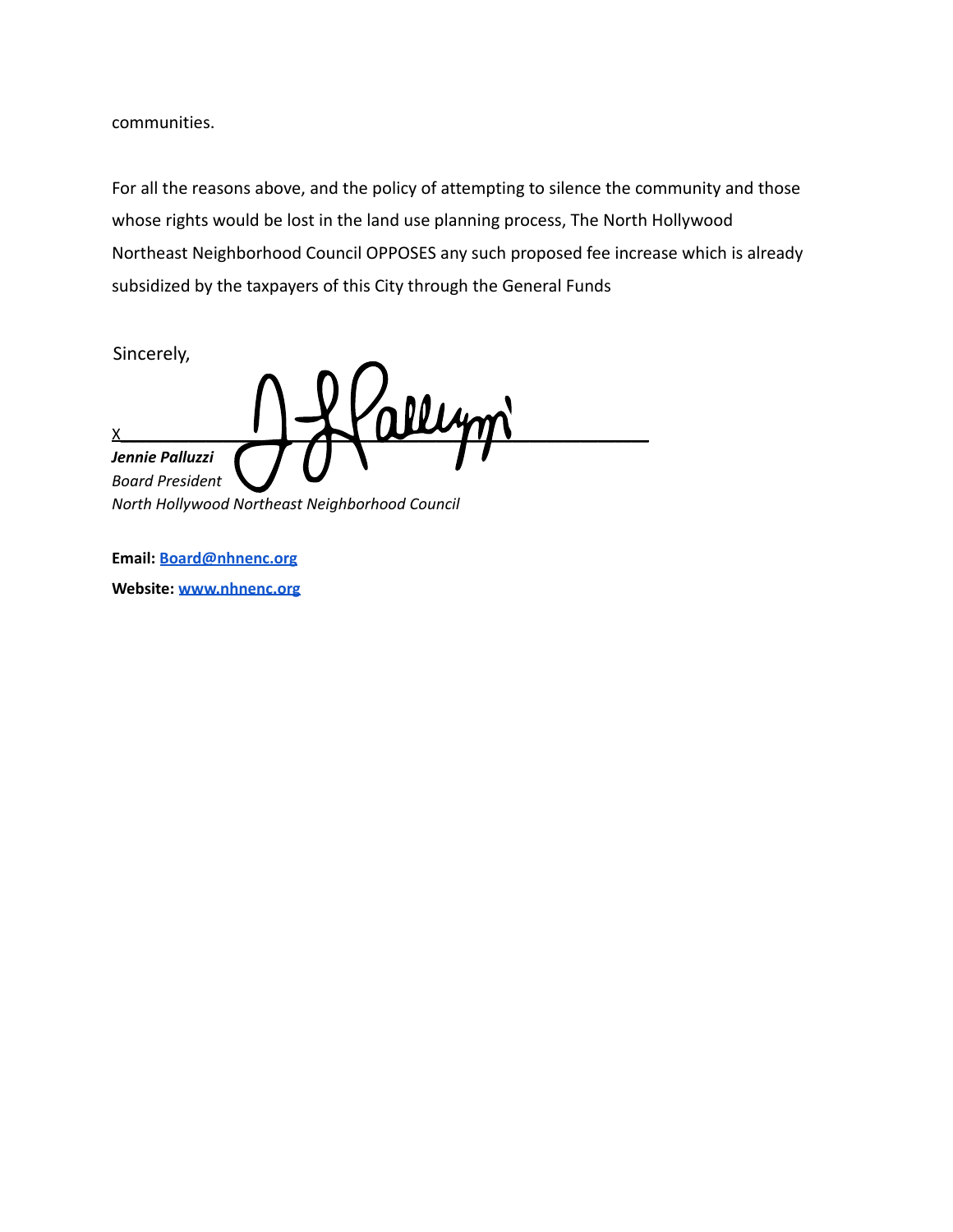communities.

For all the reasons above, and the policy of attempting to silence the community and those whose rights would be lost in the land use planning process, The North Hollywood Northeast Neighborhood Council OPPOSES any such proposed fee increase which is already subsidized by the taxpayers of this City through the General Funds

Sincerely,

X\_\_\_\_\_\_\_\_\_\_\_\_\_\_\_\_\_\_\_\_\_\_\_\_\_\_\_\_\_\_\_\_\_\_\_\_\_\_\_\_\_\_\_\_\_\_\_\_\_\_\_\_\_\_\_\_\_\_

***Jennie Palluzzi***
*Board President*
*North Hollywood Northeast Neighborhood Council*

**Email:** **Board@nhnenc.org**

**Website:** **www.nhnenc.org**